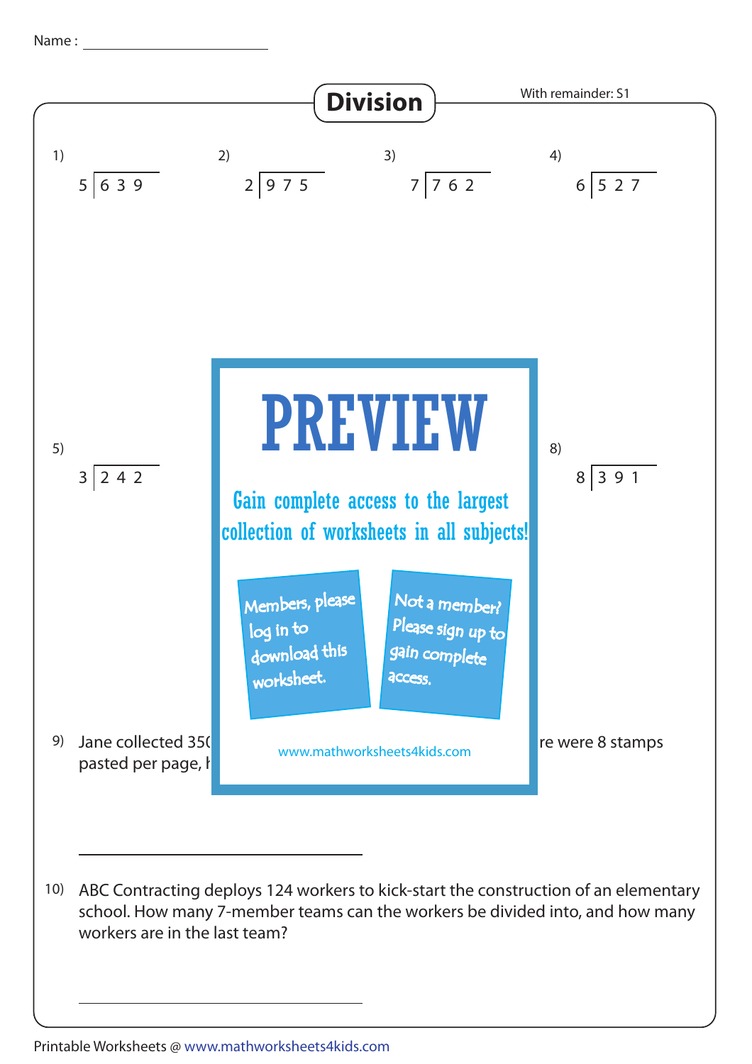Name : ____________________

# Division

With remainder: S1

1) $5\overline{)639}$

2) $2\overline{)975}$

3) $7\overline{)762}$

4) $6\overline{)527}$

5) $3\overline{)242}$

8) $8\overline{)391}$

PREVIEW

Gain complete access to the largest collection of worksheets in all subjects!

Members, please log in to download this worksheet.

Not a member? Please sign up to gain complete access.

www.mathworksheets4kids.com

9) Jane collected 35( ... re were 8 stamps pasted per page, h ...

______________________

10) ABC Contracting deploys 124 workers to kick-start the construction of an elementary school. How many 7-member teams can the workers be divided into, and how many workers are in the last team?

______________________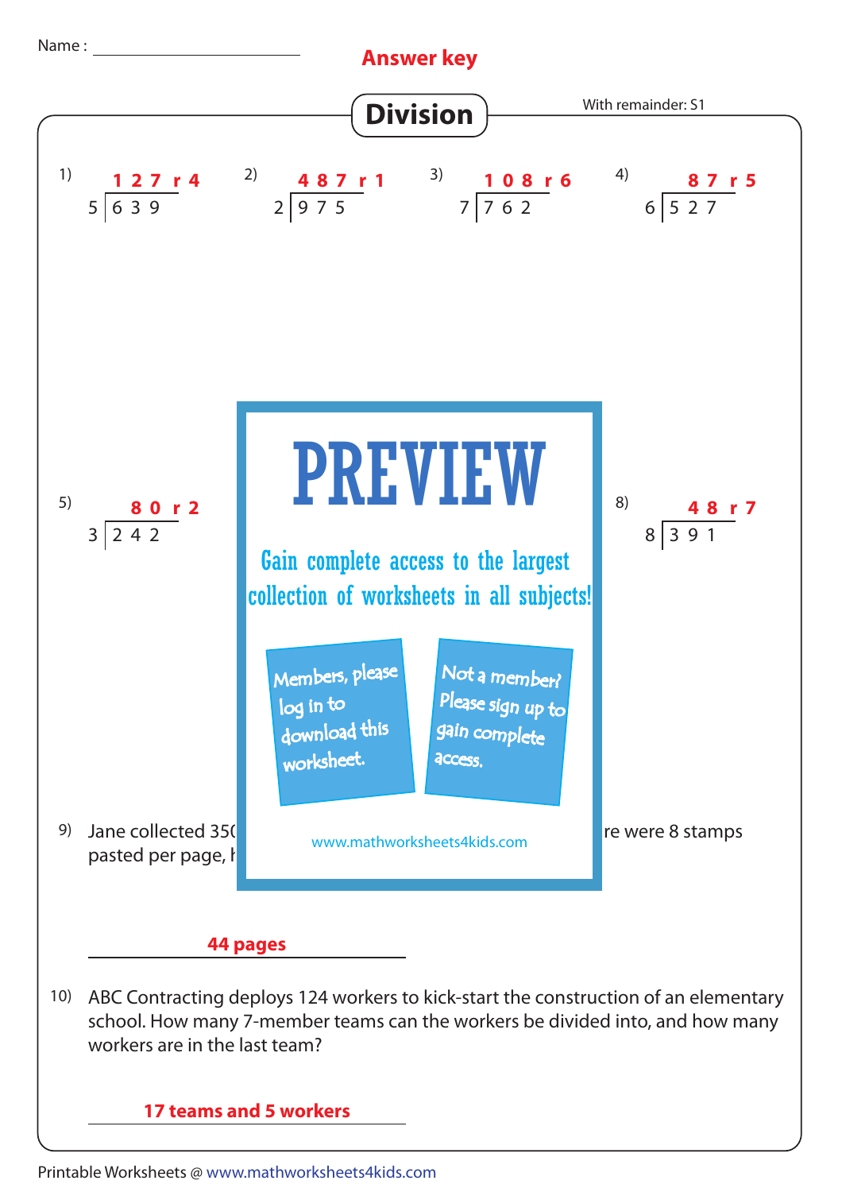Name : ____________________

**Answer key**

# Division

With remainder: S1

1) $5 \overline{)639}$ **127 r 4**

2) $2 \overline{)975}$ **487 r 1**

3) $7 \overline{)762}$ **108 r 6**

4) $6 \overline{)527}$ **87 r 5**

5) $3 \overline{)242}$ **80 r 2**

8) $8 \overline{)391}$ **48 r 7**

PREVIEW

Gain complete access to the largest collection of worksheets in all subjects!

Members, please log in to download this worksheet.

Not a member? Please sign up to gain complete access.

www.mathworksheets4kids.com

9) Jane collected 35( ... re were 8 stamps pasted per page, h...

**44 pages**

10) ABC Contracting deploys 124 workers to kick-start the construction of an elementary school. How many 7-member teams can the workers be divided into, and how many workers are in the last team?

**17 teams and 5 workers**

Printable Worksheets @ www.mathworksheets4kids.com